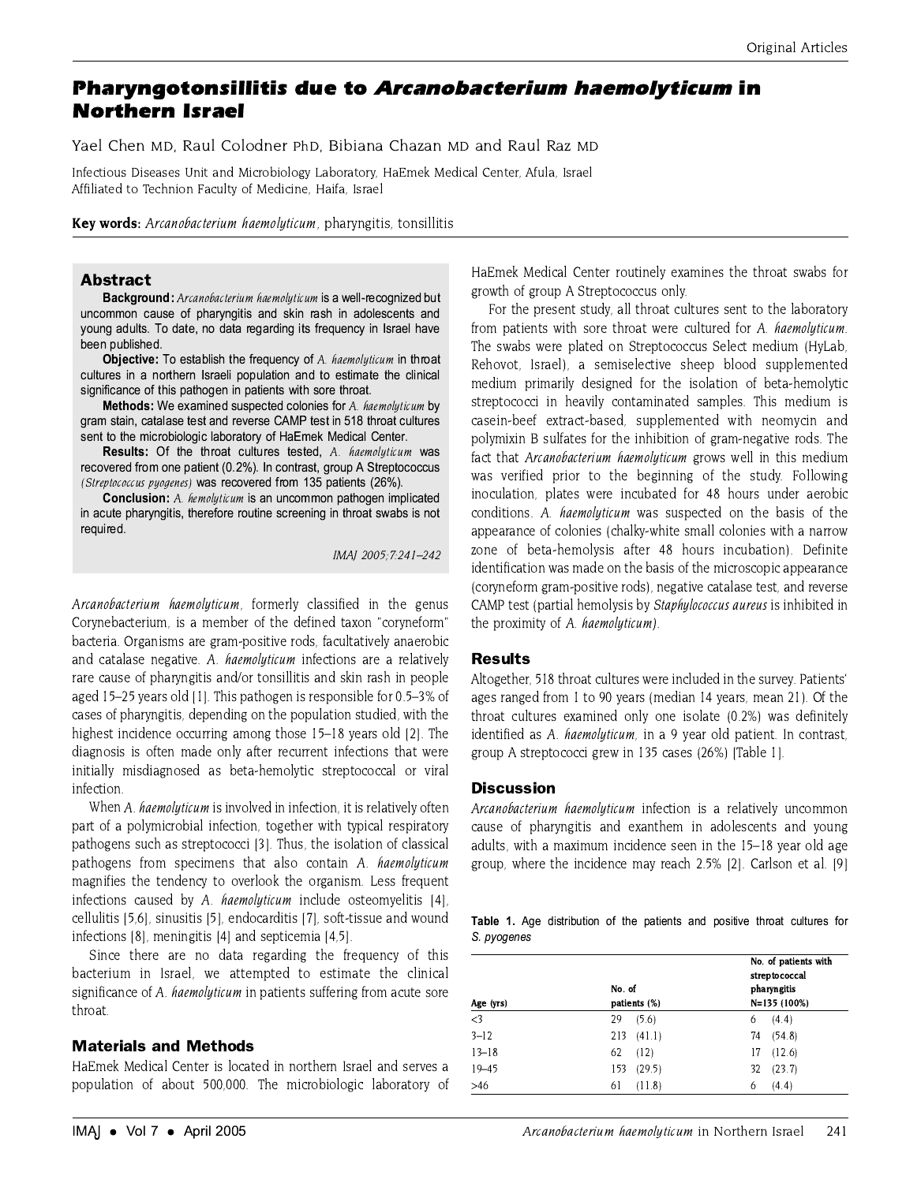# Pharyngotonsillitis due to *Arcanobacterium haemolyticum* in Northern Israel

Yael Chen MD, Raul Colodner PhD, Bibiana Chazan MD and Raul Raz MD

Infectious Diseases Unit and Microbiology Laboratory, HaEmek Medical Center, Afula, Israel
Affiliated to Technion Faculty of Medicine, Haifa, Israel

**Key words:** *Arcanobacterium haemolyticum*, pharyngitis, tonsillitis

## Abstract

**Background:** *Arcanobacterium haemolyticum* is a well-recognized but uncommon cause of pharyngitis and skin rash in adolescents and young adults. To date, no data regarding its frequency in Israel have been published.

**Objective:** To establish the frequency of *A. haemolyticum* in throat cultures in a northern Israeli population and to estimate the clinical significance of this pathogen in patients with sore throat.

**Methods:** We examined suspected colonies for *A. haemolyticum* by gram stain, catalase test and reverse CAMP test in 518 throat cultures sent to the microbiologic laboratory of HaEmek Medical Center.

**Results:** Of the throat cultures tested, *A. haemolyticum* was recovered from one patient (0.2%). In contrast, group A Streptococcus *(Streptococcus pyogenes)* was recovered from 135 patients (26%).

**Conclusion:** *A. hemolyticum* is an uncommon pathogen implicated in acute pharyngitis, therefore routine screening in throat swabs is not required.

IMAJ 2005;7:241–242

*Arcanobacterium haemolyticum*, formerly classified in the genus Corynebacterium, is a member of the defined taxon "coryneform" bacteria. Organisms are gram-positive rods, facultatively anaerobic and catalase negative. *A. haemolyticum* infections are a relatively rare cause of pharyngitis and/or tonsillitis and skin rash in people aged 15–25 years old [1]. This pathogen is responsible for 0.5–3% of cases of pharyngitis, depending on the population studied, with the highest incidence occurring among those 15–18 years old [2]. The diagnosis is often made only after recurrent infections that were initially misdiagnosed as beta-hemolytic streptococcal or viral infection.

When *A. haemolyticum* is involved in infection, it is relatively often part of a polymicrobial infection, together with typical respiratory pathogens such as streptococci [3]. Thus, the isolation of classical pathogens from specimens that also contain *A. haemolyticum* magnifies the tendency to overlook the organism. Less frequent infections caused by *A. haemolyticum* include osteomyelitis [4], cellulitis [5,6], sinusitis [5], endocarditis [7], soft-tissue and wound infections [8], meningitis [4] and septicemia [4,5].

Since there are no data regarding the frequency of this bacterium in Israel, we attempted to estimate the clinical significance of *A. haemolyticum* in patients suffering from acute sore throat.

## Materials and Methods

HaEmek Medical Center is located in northern Israel and serves a population of about 500,000. The microbiologic laboratory of HaEmek Medical Center routinely examines the throat swabs for growth of group A Streptococcus only.

For the present study, all throat cultures sent to the laboratory from patients with sore throat were cultured for *A. haemolyticum*. The swabs were plated on Streptococcus Select medium (HyLab, Rehovot, Israel), a semiselective sheep blood supplemented medium primarily designed for the isolation of beta-hemolytic streptococci in heavily contaminated samples. This medium is casein-beef extract-based, supplemented with neomycin and polymixin B sulfates for the inhibition of gram-negative rods. The fact that *Arcanobacterium haemolyticum* grows well in this medium was verified prior to the beginning of the study. Following inoculation, plates were incubated for 48 hours under aerobic conditions. *A. haemolyticum* was suspected on the basis of the appearance of colonies (chalky-white small colonies with a narrow zone of beta-hemolysis after 48 hours incubation). Definite identification was made on the basis of the microscopic appearance (coryneform gram-positive rods), negative catalase test, and reverse CAMP test (partial hemolysis by *Staphylococcus aureus* is inhibited in the proximity of *A. haemolyticum*).

## Results

Altogether, 518 throat cultures were included in the survey. Patients' ages ranged from 1 to 90 years (median 14 years, mean 21). Of the throat cultures examined only one isolate (0.2%) was definitely identified as *A. haemolyticum*, in a 9 year old patient. In contrast, group A streptococci grew in 135 cases (26%) [Table 1].

## Discussion

*Arcanobacterium haemolyticum* infection is a relatively uncommon cause of pharyngitis and exanthem in adolescents and young adults, with a maximum incidence seen in the 15–18 year old age group, where the incidence may reach 2.5% [2]. Carlson et al. [9]

**Table 1.** Age distribution of the patients and positive throat cultures for *S. pyogenes*

| Age (yrs) | No. of patients (%) | No. of patients with streptococcal pharyngitis N=135 (100%) |
|---|---|---|
| <3 | 29 (5.6) | 6 (4.4) |
| 3–12 | 213 (41.1) | 74 (54.8) |
| 13–18 | 62 (12) | 17 (12.6) |
| 19–45 | 153 (29.5) | 32 (23.7) |
| >46 | 61 (11.8) | 6 (4.4) |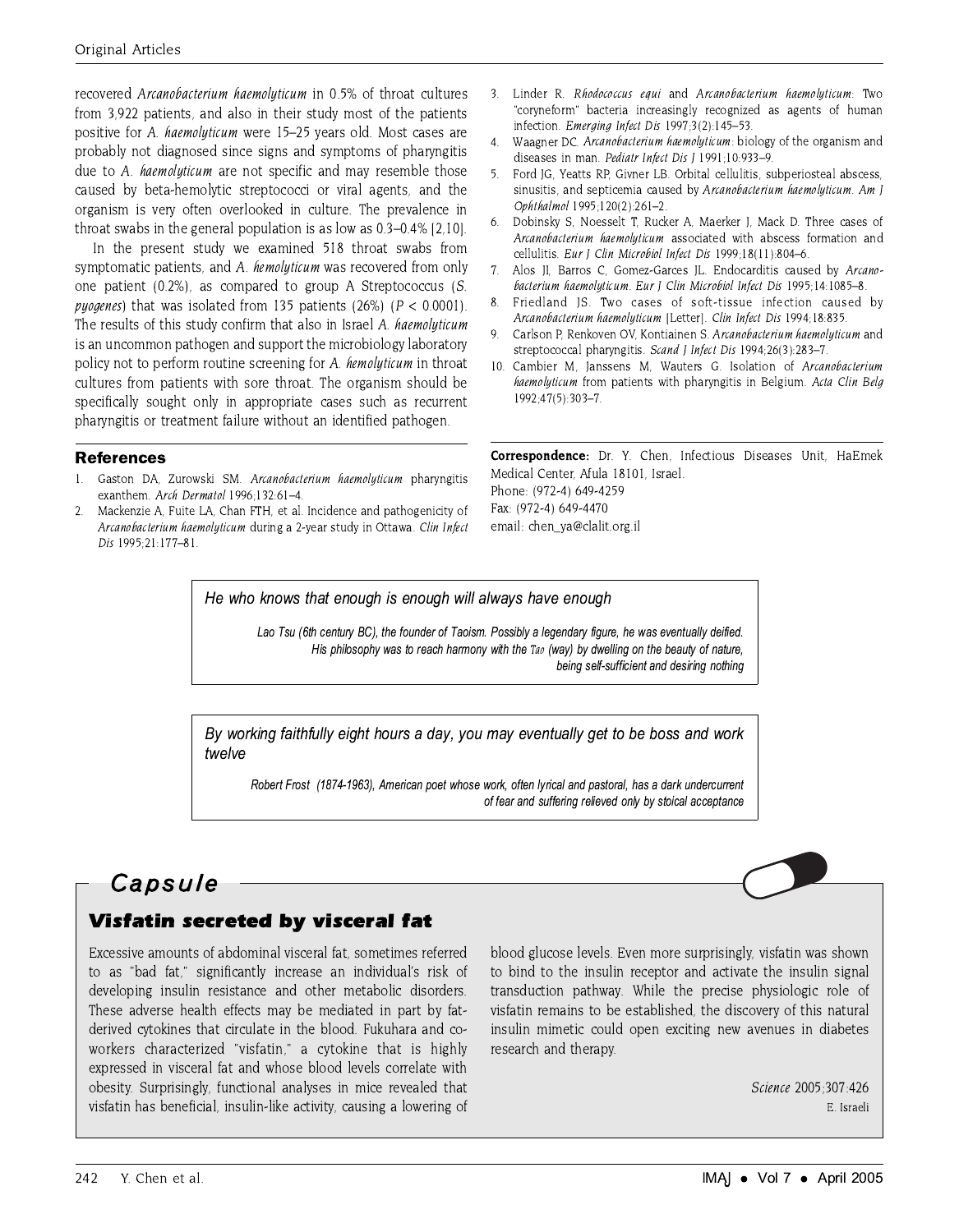recovered *Arcanobacterium haemolyticum* in 0.5% of throat cultures from 3,922 patients, and also in their study most of the patients positive for *A. haemolyticum* were 15–25 years old. Most cases are probably not diagnosed since signs and symptoms of pharyngitis due to *A. haemolyticum* are not specific and may resemble those caused by beta-hemolytic streptococci or viral agents, and the organism is very often overlooked in culture. The prevalence in throat swabs in the general population is as low as 0.3–0.4% [2,10].

In the present study we examined 518 throat swabs from symptomatic patients, and *A. hemolyticum* was recovered from only one patient (0.2%), as compared to group A Streptococcus (*S. pyogenes*) that was isolated from 135 patients (26%) ($P < 0.0001$). The results of this study confirm that also in Israel *A. haemolyticum* is an uncommon pathogen and support the microbiology laboratory policy not to perform routine screening for *A. hemolyticum* in throat cultures from patients with sore throat. The organism should be specifically sought only in appropriate cases such as recurrent pharyngitis or treatment failure without an identified pathogen.

## References

1. Gaston DA, Zurowski SM. *Arcanobacterium haemolyticum* pharyngitis exanthem. *Arch Dermatol* 1996;132:61–4.
2. Mackenzie A, Fuite LA, Chan FTH, et al. Incidence and pathogenicity of *Arcanobacterium haemolyticum* during a 2-year study in Ottawa. *Clin Infect Dis* 1995;21:177–81.
3. Linder R. *Rhodococcus equi* and *Arcanobacterium haemolyticum*: Two "coryneform" bacteria increasingly recognized as agents of human infection. *Emerging Infect Dis* 1997;3(2):145–53.
4. Waagner DC. *Arcanobacterium haemolyticum*: biology of the organism and diseases in man. *Pediatr Infect Dis J* 1991;10:933–9.
5. Ford JG, Yeatts RP, Givner LB. Orbital cellulitis, subperiosteal abscess, sinusitis, and septicemia caused by *Arcanobacterium haemolyticum*. *Am J Ophthalmol* 1995;120(2):261–2.
6. Dobinsky S, Noesselt T, Rucker A, Maerker J, Mack D. Three cases of *Arcanobacterium haemolyticum* associated with abscess formation and cellulitis. *Eur J Clin Microbiol Infect Dis* 1999;18(11):804–6.
7. Alos JI, Barros C, Gomez-Garces JL. Endocarditis caused by *Arcanobacterium haemolyticum*. *Eur J Clin Microbiol Infect Dis* 1995;14:1085–8.
8. Friedland JS. Two cases of soft-tissue infection caused by *Arcanobacterium haemolyticum* [Letter]. *Clin Infect Dis* 1994;18:835.
9. Carlson P, Renkoven OV, Kontiainen S. *Arcanobacterium haemolyticum* and streptococcal pharyngitis. *Scand J Infect Dis* 1994;26(3):283–7.
10. Cambier M, Janssens M, Wauters G. Isolation of *Arcanobacterium haemolyticum* from patients with pharyngitis in Belgium. *Acta Clin Belg* 1992;47(5):303–7.

**Correspondence:** Dr. Y. Chen, Infectious Diseases Unit, HaEmek Medical Center, Afula 18101, Israel.
Phone: (972-4) 649-4259
Fax: (972-4) 649-4470
email: chen_ya@clalit.org.il

*He who knows that enough is enough will always have enough*

*Lao Tsu (6th century BC), the founder of Taoism. Possibly a legendary figure, he was eventually deified. His philosophy was to reach harmony with the Tao (way) by dwelling on the beauty of nature, being self-sufficient and desiring nothing*

*By working faithfully eight hours a day, you may eventually get to be boss and work twelve*

*Robert Frost (1874-1963), American poet whose work, often lyrical and pastoral, has a dark undercurrent of fear and suffering relieved only by stoical acceptance*

## Capsule

### Visfatin secreted by visceral fat

Excessive amounts of abdominal visceral fat, sometimes referred to as "bad fat," significantly increase an individual's risk of developing insulin resistance and other metabolic disorders. These adverse health effects may be mediated in part by fat-derived cytokines that circulate in the blood. Fukuhara and co-workers characterized "visfatin," a cytokine that is highly expressed in visceral fat and whose blood levels correlate with obesity. Surprisingly, functional analyses in mice revealed that visfatin has beneficial, insulin-like activity, causing a lowering of blood glucose levels. Even more surprisingly, visfatin was shown to bind to the insulin receptor and activate the insulin signal transduction pathway. While the precise physiologic role of visfatin remains to be established, the discovery of this natural insulin mimetic could open exciting new avenues in diabetes research and therapy.

*Science* 2005;307:426

E. Israeli